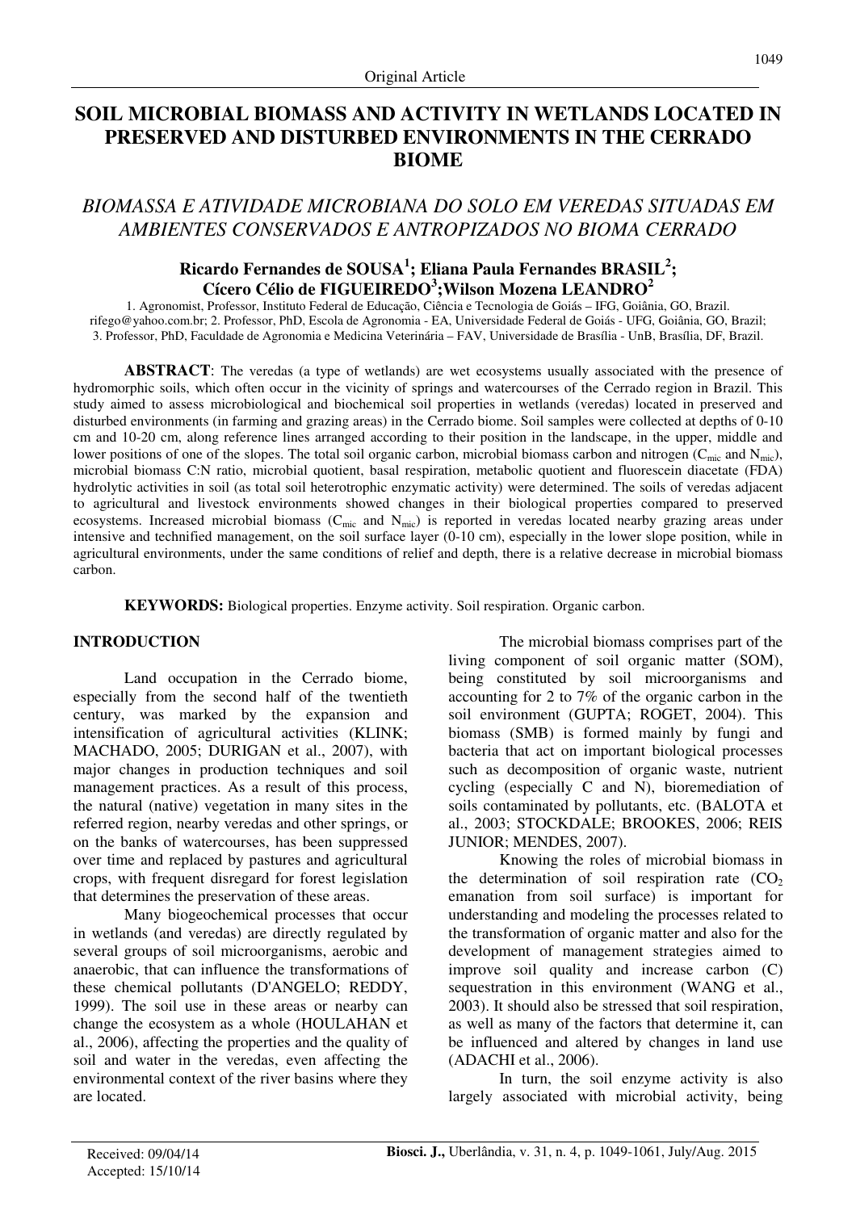Original Article

# SOIL MICROBIAL BIOMASS AND ACTIVITY IN WETLANDS LOCATED IN PRESERVED AND DISTURBED ENVIRONMENTS IN THE CERRADO BIOME

## *BIOMASSA E ATIVIDADE MICROBIANA DO SOLO EM VEREDAS SITUADAS EM AMBIENTES CONSERVADOS E ANTROPIZADOS NO BIOMA CERRADO*

**Ricardo Fernandes de SOUSA[1]; Eliana Paula Fernandes BRASIL[2]; Cícero Célio de FIGUEIREDO[3]; Wilson Mozena LEANDRO[2]**

1. Agronomist, Professor, Instituto Federal de Educação, Ciência e Tecnologia de Goiás – IFG, Goiânia, GO, Brazil. rifego@yahoo.com.br; 2. Professor, PhD, Escola de Agronomia - EA, Universidade Federal de Goiás - UFG, Goiânia, GO, Brazil; 3. Professor, PhD, Faculdade de Agronomia e Medicina Veterinária – FAV, Universidade de Brasília - UnB, Brasília, DF, Brazil.

**ABSTRACT**: The veredas (a type of wetlands) are wet ecosystems usually associated with the presence of hydromorphic soils, which often occur in the vicinity of springs and watercourses of the Cerrado region in Brazil. This study aimed to assess microbiological and biochemical soil properties in wetlands (veredas) located in preserved and disturbed environments (in farming and grazing areas) in the Cerrado biome. Soil samples were collected at depths of 0-10 cm and 10-20 cm, along reference lines arranged according to their position in the landscape, in the upper, middle and lower positions of one of the slopes. The total soil organic carbon, microbial biomass carbon and nitrogen ($C_{mic}$ and $N_{mic}$), microbial biomass C:N ratio, microbial quotient, basal respiration, metabolic quotient and fluorescein diacetate (FDA) hydrolytic activities in soil (as total soil heterotrophic enzymatic activity) were determined. The soils of veredas adjacent to agricultural and livestock environments showed changes in their biological properties compared to preserved ecosystems. Increased microbial biomass ($C_{mic}$ and $N_{mic}$) is reported in veredas located nearby grazing areas under intensive and technified management, on the soil surface layer (0-10 cm), especially in the lower slope position, while in agricultural environments, under the same conditions of relief and depth, there is a relative decrease in microbial biomass carbon.

**KEYWORDS:** Biological properties. Enzyme activity. Soil respiration. Organic carbon.

## INTRODUCTION

Land occupation in the Cerrado biome, especially from the second half of the twentieth century, was marked by the expansion and intensification of agricultural activities (KLINK; MACHADO, 2005; DURIGAN et al., 2007), with major changes in production techniques and soil management practices. As a result of this process, the natural (native) vegetation in many sites in the referred region, nearby veredas and other springs, or on the banks of watercourses, has been suppressed over time and replaced by pastures and agricultural crops, with frequent disregard for forest legislation that determines the preservation of these areas.

Many biogeochemical processes that occur in wetlands (and veredas) are directly regulated by several groups of soil microorganisms, aerobic and anaerobic, that can influence the transformations of these chemical pollutants (D'ANGELO; REDDY, 1999). The soil use in these areas or nearby can change the ecosystem as a whole (HOULAHAN et al., 2006), affecting the properties and the quality of soil and water in the veredas, even affecting the environmental context of the river basins where they are located.

The microbial biomass comprises part of the living component of soil organic matter (SOM), being constituted by soil microorganisms and accounting for 2 to 7% of the organic carbon in the soil environment (GUPTA; ROGET, 2004). This biomass (SMB) is formed mainly by fungi and bacteria that act on important biological processes such as decomposition of organic waste, nutrient cycling (especially C and N), bioremediation of soils contaminated by pollutants, etc. (BALOTA et al., 2003; STOCKDALE; BROOKES, 2006; REIS JUNIOR; MENDES, 2007).

Knowing the roles of microbial biomass in the determination of soil respiration rate ($CO_2$ emanation from soil surface) is important for understanding and modeling the processes related to the transformation of organic matter and also for the development of management strategies aimed to improve soil quality and increase carbon (C) sequestration in this environment (WANG et al., 2003). It should also be stressed that soil respiration, as well as many of the factors that determine it, can be influenced and altered by changes in land use (ADACHI et al., 2006).

In turn, the soil enzyme activity is also largely associated with microbial activity, being

Received: 09/04/14
Accepted: 15/10/14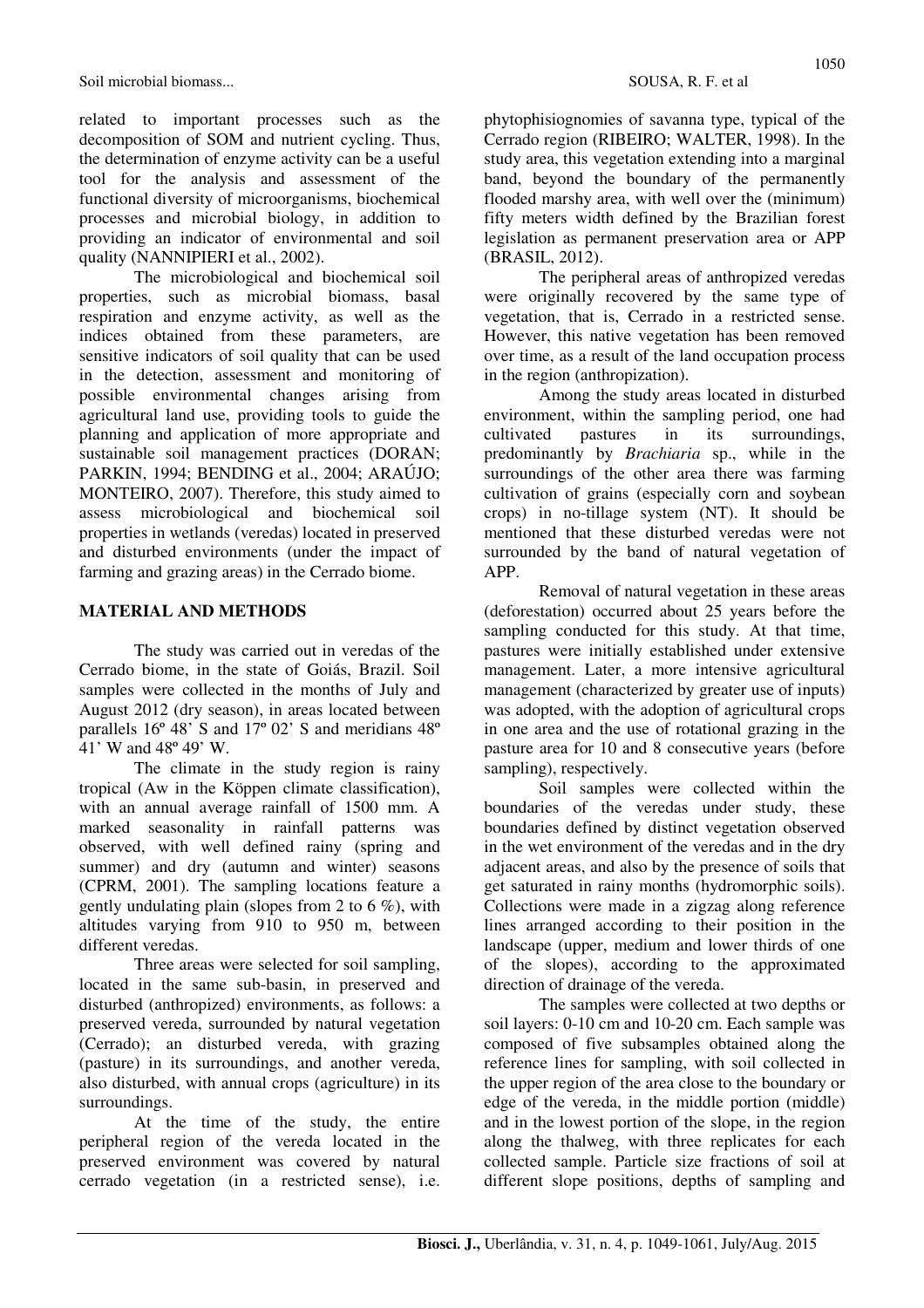related to important processes such as the decomposition of SOM and nutrient cycling. Thus, the determination of enzyme activity can be a useful tool for the analysis and assessment of the functional diversity of microorganisms, biochemical processes and microbial biology, in addition to providing an indicator of environmental and soil quality (NANNIPIERI et al., 2002).

The microbiological and biochemical soil properties, such as microbial biomass, basal respiration and enzyme activity, as well as the indices obtained from these parameters, are sensitive indicators of soil quality that can be used in the detection, assessment and monitoring of possible environmental changes arising from agricultural land use, providing tools to guide the planning and application of more appropriate and sustainable soil management practices (DORAN; PARKIN, 1994; BENDING et al., 2004; ARAÚJO; MONTEIRO, 2007). Therefore, this study aimed to assess microbiological and biochemical soil properties in wetlands (veredas) located in preserved and disturbed environments (under the impact of farming and grazing areas) in the Cerrado biome.

## MATERIAL AND METHODS

The study was carried out in veredas of the Cerrado biome, in the state of Goiás, Brazil. Soil samples were collected in the months of July and August 2012 (dry season), in areas located between parallels 16º 48' S and 17º 02' S and meridians 48º 41' W and 48º 49' W.

The climate in the study region is rainy tropical (Aw in the Köppen climate classification), with an annual average rainfall of 1500 mm. A marked seasonality in rainfall patterns was observed, with well defined rainy (spring and summer) and dry (autumn and winter) seasons (CPRM, 2001). The sampling locations feature a gently undulating plain (slopes from 2 to 6 %), with altitudes varying from 910 to 950 m, between different veredas.

Three areas were selected for soil sampling, located in the same sub-basin, in preserved and disturbed (anthropized) environments, as follows: a preserved vereda, surrounded by natural vegetation (Cerrado); an disturbed vereda, with grazing (pasture) in its surroundings, and another vereda, also disturbed, with annual crops (agriculture) in its surroundings.

At the time of the study, the entire peripheral region of the vereda located in the preserved environment was covered by natural cerrado vegetation (in a restricted sense), i.e. phytophisiognomies of savanna type, typical of the Cerrado region (RIBEIRO; WALTER, 1998). In the study area, this vegetation extending into a marginal band, beyond the boundary of the permanently flooded marshy area, with well over the (minimum) fifty meters width defined by the Brazilian forest legislation as permanent preservation area or APP (BRASIL, 2012).

The peripheral areas of anthropized veredas were originally recovered by the same type of vegetation, that is, Cerrado in a restricted sense. However, this native vegetation has been removed over time, as a result of the land occupation process in the region (anthropization).

Among the study areas located in disturbed environment, within the sampling period, one had cultivated pastures in its surroundings, predominantly by *Brachiaria* sp., while in the surroundings of the other area there was farming cultivation of grains (especially corn and soybean crops) in no-tillage system (NT). It should be mentioned that these disturbed veredas were not surrounded by the band of natural vegetation of APP.

Removal of natural vegetation in these areas (deforestation) occurred about 25 years before the sampling conducted for this study. At that time, pastures were initially established under extensive management. Later, a more intensive agricultural management (characterized by greater use of inputs) was adopted, with the adoption of agricultural crops in one area and the use of rotational grazing in the pasture area for 10 and 8 consecutive years (before sampling), respectively.

Soil samples were collected within the boundaries of the veredas under study, these boundaries defined by distinct vegetation observed in the wet environment of the veredas and in the dry adjacent areas, and also by the presence of soils that get saturated in rainy months (hydromorphic soils). Collections were made in a zigzag along reference lines arranged according to their position in the landscape (upper, medium and lower thirds of one of the slopes), according to the approximated direction of drainage of the vereda.

The samples were collected at two depths or soil layers: 0-10 cm and 10-20 cm. Each sample was composed of five subsamples obtained along the reference lines for sampling, with soil collected in the upper region of the area close to the boundary or edge of the vereda, in the middle portion (middle) and in the lowest portion of the slope, in the region along the thalweg, with three replicates for each collected sample. Particle size fractions of soil at different slope positions, depths of sampling and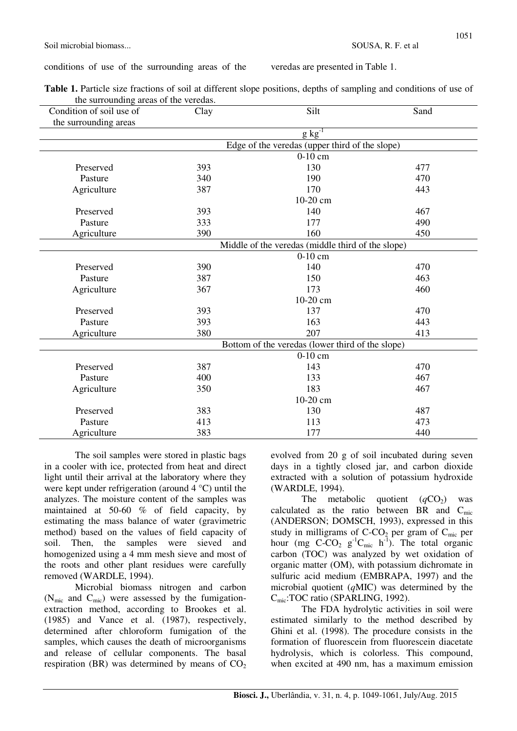conditions of use of the surrounding areas of the veredas are presented in Table 1.

**Table 1.** Particle size fractions of soil at different slope positions, depths of sampling and conditions of use of the surrounding areas of the veredas.

| Condition of soil use of the surrounding areas | Clay | Silt | Sand |
|---|---|---|---|
| | | $g\ kg^{-1}$ | |
| | | Edge of the veredas (upper third of the slope) | |
| | | 0-10 cm | |
| Preserved | 393 | 130 | 477 |
| Pasture | 340 | 190 | 470 |
| Agriculture | 387 | 170 | 443 |
| | | 10-20 cm | |
| Preserved | 393 | 140 | 467 |
| Pasture | 333 | 177 | 490 |
| Agriculture | 390 | 160 | 450 |
| | | Middle of the veredas (middle third of the slope) | |
| | | 0-10 cm | |
| Preserved | 390 | 140 | 470 |
| Pasture | 387 | 150 | 463 |
| Agriculture | 367 | 173 | 460 |
| | | 10-20 cm | |
| Preserved | 393 | 137 | 470 |
| Pasture | 393 | 163 | 443 |
| Agriculture | 380 | 207 | 413 |
| | | Bottom of the veredas (lower third of the slope) | |
| | | 0-10 cm | |
| Preserved | 387 | 143 | 470 |
| Pasture | 400 | 133 | 467 |
| Agriculture | 350 | 183 | 467 |
| | | 10-20 cm | |
| Preserved | 383 | 130 | 487 |
| Pasture | 413 | 113 | 473 |
| Agriculture | 383 | 177 | 440 |

The soil samples were stored in plastic bags in a cooler with ice, protected from heat and direct light until their arrival at the laboratory where they were kept under refrigeration (around 4 °C) until the analyzes. The moisture content of the samples was maintained at 50-60 % of field capacity, by estimating the mass balance of water (gravimetric method) based on the values of field capacity of soil. Then, the samples were sieved and homogenized using a 4 mm mesh sieve and most of the roots and other plant residues were carefully removed (WARDLE, 1994).

Microbial biomass nitrogen and carbon ($N_{mic}$ and $C_{mic}$) were assessed by the fumigation-extraction method, according to Brookes et al. (1985) and Vance et al. (1987), respectively, determined after chloroform fumigation of the samples, which causes the death of microorganisms and release of cellular components. The basal respiration (BR) was determined by means of $CO_2$ evolved from 20 g of soil incubated during seven days in a tightly closed jar, and carbon dioxide extracted with a solution of potassium hydroxide (WARDLE, 1994).

The metabolic quotient ($q$$CO_2$) was calculated as the ratio between BR and $C_{mic}$ (ANDERSON; DOMSCH, 1993), expressed in this study in milligrams of C-$CO_2$ per gram of $C_{mic}$ per hour (mg C-$CO_2$ $g^{-1}C_{mic}$ $h^{-1}$). The total organic carbon (TOC) was analyzed by wet oxidation of organic matter (OM), with potassium dichromate in sulfuric acid medium (EMBRAPA, 1997) and the microbial quotient ($q$MIC) was determined by the $C_{mic}$:TOC ratio (SPARLING, 1992).

The FDA hydrolytic activities in soil were estimated similarly to the method described by Ghini et al. (1998). The procedure consists in the formation of fluorescein from fluorescein diacetate hydrolysis, which is colorless. This compound, when excited at 490 nm, has a maximum emission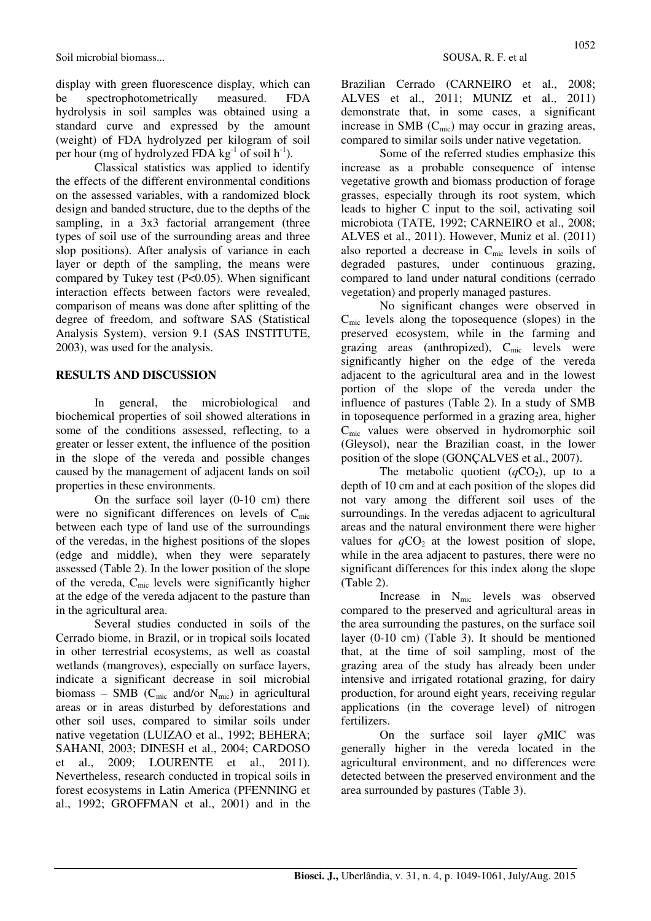display with green fluorescence display, which can be spectrophotometrically measured. FDA hydrolysis in soil samples was obtained using a standard curve and expressed by the amount (weight) of FDA hydrolyzed per kilogram of soil per hour (mg of hydrolyzed FDA $kg^{-1}$ of soil $h^{-1}$).

Classical statistics was applied to identify the effects of the different environmental conditions on the assessed variables, with a randomized block design and banded structure, due to the depths of the sampling, in a 3x3 factorial arrangement (three types of soil use of the surrounding areas and three slop positions). After analysis of variance in each layer or depth of the sampling, the means were compared by Tukey test ($P<0.05$). When significant interaction effects between factors were revealed, comparison of means was done after splitting of the degree of freedom, and software SAS (Statistical Analysis System), version 9.1 (SAS INSTITUTE, 2003), was used for the analysis.

## RESULTS AND DISCUSSION

In general, the microbiological and biochemical properties of soil showed alterations in some of the conditions assessed, reflecting, to a greater or lesser extent, the influence of the position in the slope of the vereda and possible changes caused by the management of adjacent lands on soil properties in these environments.

On the surface soil layer (0-10 cm) there were no significant differences on levels of $C_{mic}$ between each type of land use of the surroundings of the veredas, in the highest positions of the slopes (edge and middle), when they were separately assessed (Table 2). In the lower position of the slope of the vereda, $C_{mic}$ levels were significantly higher at the edge of the vereda adjacent to the pasture than in the agricultural area.

Several studies conducted in soils of the Cerrado biome, in Brazil, or in tropical soils located in other terrestrial ecosystems, as well as coastal wetlands (mangroves), especially on surface layers, indicate a significant decrease in soil microbial biomass – SMB ($C_{mic}$ and/or $N_{mic}$) in agricultural areas or in areas disturbed by deforestations and other soil uses, compared to similar soils under native vegetation (LUIZAO et al., 1992; BEHERA; SAHANI, 2003; DINESH et al., 2004; CARDOSO et al., 2009; LOURENTE et al., 2011). Nevertheless, research conducted in tropical soils in forest ecosystems in Latin America (PFENNING et al., 1992; GROFFMAN et al., 2001) and in the Brazilian Cerrado (CARNEIRO et al., 2008; ALVES et al., 2011; MUNIZ et al., 2011) demonstrate that, in some cases, a significant increase in SMB ($C_{mic}$) may occur in grazing areas, compared to similar soils under native vegetation.

Some of the referred studies emphasize this increase as a probable consequence of intense vegetative growth and biomass production of forage grasses, especially through its root system, which leads to higher C input to the soil, activating soil microbiota (TATE, 1992; CARNEIRO et al., 2008; ALVES et al., 2011). However, Muniz et al. (2011) also reported a decrease in $C_{mic}$ levels in soils of degraded pastures, under continuous grazing, compared to land under natural conditions (cerrado vegetation) and properly managed pastures.

No significant changes were observed in $C_{mic}$ levels along the toposequence (slopes) in the preserved ecosystem, while in the farming and grazing areas (anthropized), $C_{mic}$ levels were significantly higher on the edge of the vereda adjacent to the agricultural area and in the lowest portion of the slope of the vereda under the influence of pastures (Table 2). In a study of SMB in toposequence performed in a grazing area, higher $C_{mic}$ values were observed in hydromorphic soil (Gleysol), near the Brazilian coast, in the lower position of the slope (GONÇALVES et al., 2007).

The metabolic quotient ($qCO_2$), up to a depth of 10 cm and at each position of the slopes did not vary among the different soil uses of the surroundings. In the veredas adjacent to agricultural areas and the natural environment there were higher values for $qCO_2$ at the lowest position of slope, while in the area adjacent to pastures, there were no significant differences for this index along the slope (Table 2).

Increase in $N_{mic}$ levels was observed compared to the preserved and agricultural areas in the area surrounding the pastures, on the surface soil layer (0-10 cm) (Table 3). It should be mentioned that, at the time of soil sampling, most of the grazing area of the study has already been under intensive and irrigated rotational grazing, for dairy production, for around eight years, receiving regular applications (in the coverage level) of nitrogen fertilizers.

On the surface soil layer $q$MIC was generally higher in the vereda located in the agricultural environment, and no differences were detected between the preserved environment and the area surrounded by pastures (Table 3).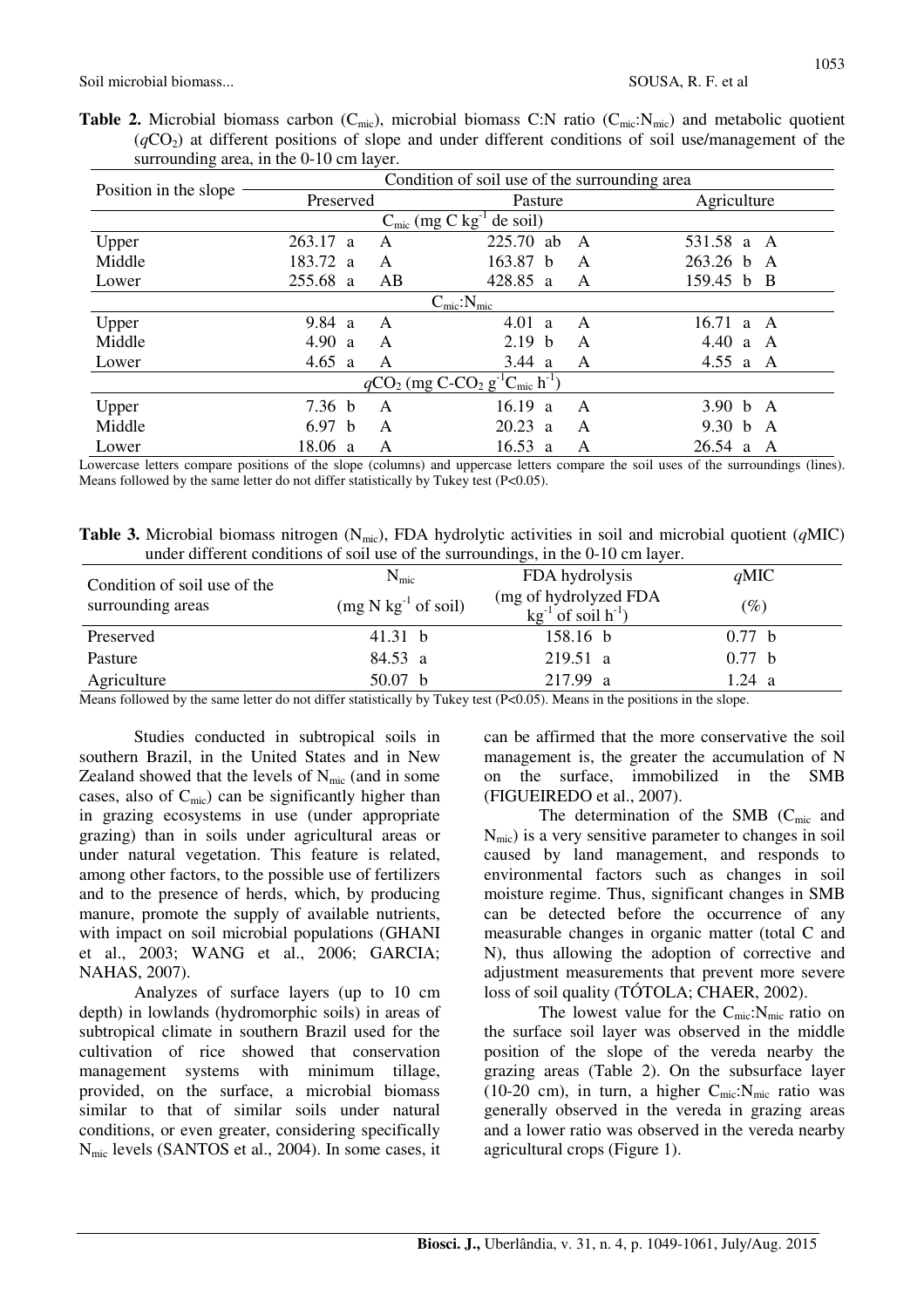**Table 2.** Microbial biomass carbon ($C_{mic}$), microbial biomass C:N ratio ($C_{mic}$:$N_{mic}$) and metabolic quotient ($q$$CO_2$) at different positions of slope and under different conditions of soil use/management of the surrounding area, in the 0-10 cm layer.

| Position in the slope | Condition of soil use of the surrounding area | | |
|---|---|---|---|
| | Preserved | Pasture | Agriculture |
| | $C_{mic}$ (mg C kg$^{-1}$ de soil) | | |
| Upper | 263.17 a A | 225.70 ab A | 531.58 a A |
| Middle | 183.72 a A | 163.87 b A | 263.26 b A |
| Lower | 255.68 a AB | 428.85 a A | 159.45 b B |
| | $C_{mic}$:$N_{mic}$ | | |
| Upper | 9.84 a A | 4.01 a A | 16.71 a A |
| Middle | 4.90 a A | 2.19 b A | 4.40 a A |
| Lower | 4.65 a A | 3.44 a A | 4.55 a A |
| | $q$$CO_2$ (mg C-$CO_2$ g$^{-1}$$C_{mic}$ h$^{-1}$) | | |
| Upper | 7.36 b A | 16.19 a A | 3.90 b A |
| Middle | 6.97 b A | 20.23 a A | 9.30 b A |
| Lower | 18.06 a A | 16.53 a A | 26.54 a A |

Lowercase letters compare positions of the slope (columns) and uppercase letters compare the soil uses of the surroundings (lines). Means followed by the same letter do not differ statistically by Tukey test (P<0.05).

**Table 3.** Microbial biomass nitrogen ($N_{mic}$), FDA hydrolytic activities in soil and microbial quotient ($q$MIC) under different conditions of soil use of the surroundings, in the 0-10 cm layer.

| Condition of soil use of the surrounding areas | $N_{mic}$ (mg N kg$^{-1}$ of soil) | FDA hydrolysis (mg of hydrolyzed FDA kg$^{-1}$ of soil h$^{-1}$) | $q$MIC (%) |
|---|---|---|---|
| Preserved | 41.31 b | 158.16 b | 0.77 b |
| Pasture | 84.53 a | 219.51 a | 0.77 b |
| Agriculture | 50.07 b | 217.99 a | 1.24 a |

Means followed by the same letter do not differ statistically by Tukey test (P<0.05). Means in the positions in the slope.

Studies conducted in subtropical soils in southern Brazil, in the United States and in New Zealand showed that the levels of $N_{mic}$ (and in some cases, also of $C_{mic}$) can be significantly higher than in grazing ecosystems in use (under appropriate grazing) than in soils under agricultural areas or under natural vegetation. This feature is related, among other factors, to the possible use of fertilizers and to the presence of herds, which, by producing manure, promote the supply of available nutrients, with impact on soil microbial populations (GHANI et al., 2003; WANG et al., 2006; GARCIA; NAHAS, 2007).

Analyzes of surface layers (up to 10 cm depth) in lowlands (hydromorphic soils) in areas of subtropical climate in southern Brazil used for the cultivation of rice showed that conservation management systems with minimum tillage, provided, on the surface, a microbial biomass similar to that of similar soils under natural conditions, or even greater, considering specifically $N_{mic}$ levels (SANTOS et al., 2004). In some cases, it can be affirmed that the more conservative the soil management is, the greater the accumulation of N on the surface, immobilized in the SMB (FIGUEIREDO et al., 2007).

The determination of the SMB ($C_{mic}$ and $N_{mic}$) is a very sensitive parameter to changes in soil caused by land management, and responds to environmental factors such as changes in soil moisture regime. Thus, significant changes in SMB can be detected before the occurrence of any measurable changes in organic matter (total C and N), thus allowing the adoption of corrective and adjustment measurements that prevent more severe loss of soil quality (TÓTOLA; CHAER, 2002).

The lowest value for the $C_{mic}$:$N_{mic}$ ratio on the surface soil layer was observed in the middle position of the slope of the vereda nearby the grazing areas (Table 2). On the subsurface layer (10-20 cm), in turn, a higher $C_{mic}$:$N_{mic}$ ratio was generally observed in the vereda in grazing areas and a lower ratio was observed in the vereda nearby agricultural crops (Figure 1).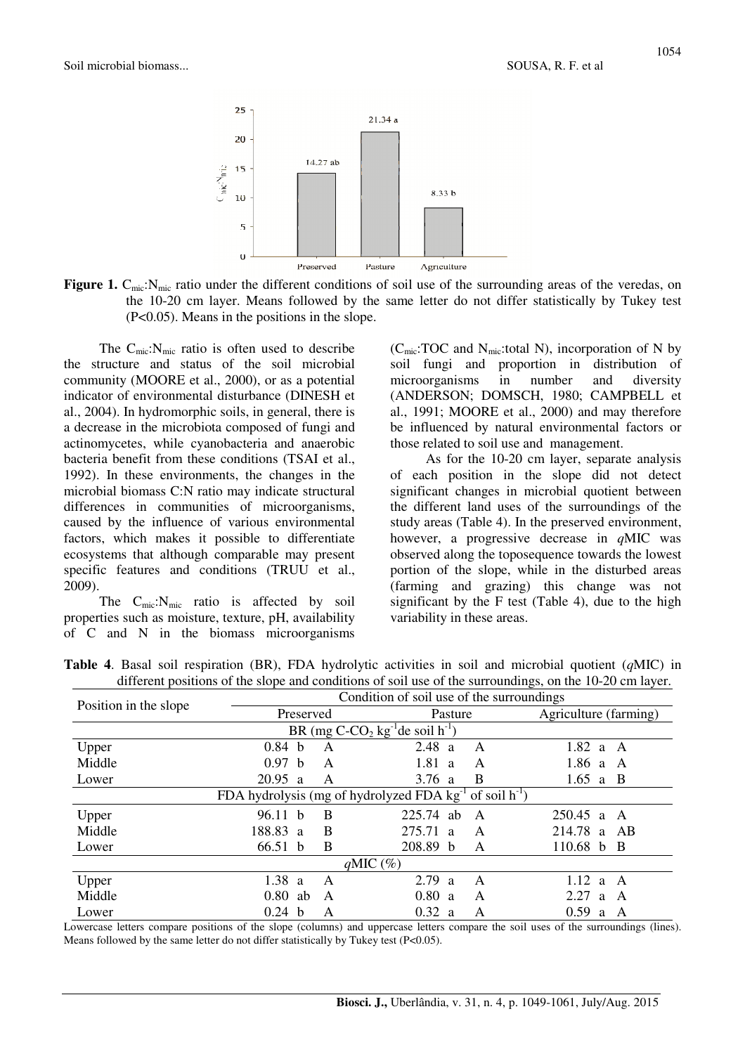**Figure 1.** $C_{mic}$:$N_{mic}$ ratio under the different conditions of soil use of the surrounding areas of the veredas, on the 10-20 cm layer. Means followed by the same letter do not differ statistically by Tukey test ($P<0.05$). Means in the positions in the slope.

The $C_{mic}$:$N_{mic}$ ratio is often used to describe the structure and status of the soil microbial community (MOORE et al., 2000), or as a potential indicator of environmental disturbance (DINESH et al., 2004). In hydromorphic soils, in general, there is a decrease in the microbiota composed of fungi and actinomycetes, while cyanobacteria and anaerobic bacteria benefit from these conditions (TSAI et al., 1992). In these environments, the changes in the microbial biomass C:N ratio may indicate structural differences in communities of microorganisms, caused by the influence of various environmental factors, which makes it possible to differentiate ecosystems that although comparable may present specific features and conditions (TRUU et al., 2009).

The $C_{mic}$:$N_{mic}$ ratio is affected by soil properties such as moisture, texture, pH, availability of C and N in the biomass microorganisms ($C_{mic}$:TOC and $N_{mic}$:total N), incorporation of N by soil fungi and proportion in distribution of microorganisms in number and diversity (ANDERSON; DOMSCH, 1980; CAMPBELL et al., 1991; MOORE et al., 2000) and may therefore be influenced by natural environmental factors or those related to soil use and management.

As for the 10-20 cm layer, separate analysis of each position in the slope did not detect significant changes in microbial quotient between the different land uses of the surroundings of the study areas (Table 4). In the preserved environment, however, a progressive decrease in *q*MIC was observed along the toposequence towards the lowest portion of the slope, while in the disturbed areas (farming and grazing) this change was not significant by the F test (Table 4), due to the high variability in these areas.

**Table 4**. Basal soil respiration (BR), FDA hydrolytic activities in soil and microbial quotient (*q*MIC) in different positions of the slope and conditions of soil use of the surroundings, on the 10-20 cm layer.

| Position in the slope | Condition of soil use of the surroundings | | |
|---|---|---|---|
| | Preserved | Pasture | Agriculture (farming) |
| | BR (mg C-$CO_2$ $kg^{-1}$de soil $h^{-1}$) | | |
| Upper | 0.84 b A | 2.48 a A | 1.82 a A |
| Middle | 0.97 b A | 1.81 a A | 1.86 a A |
| Lower | 20.95 a A | 3.76 a B | 1.65 a B |
| | FDA hydrolysis (mg of hydrolyzed FDA $kg^{-1}$ of soil $h^{-1}$) | | |
| Upper | 96.11 b B | 225.74 ab A | 250.45 a A |
| Middle | 188.83 a B | 275.71 a A | 214.78 a AB |
| Lower | 66.51 b B | 208.89 b A | 110.68 b B |
| | *q*MIC (%) | | |
| Upper | 1.38 a A | 2.79 a A | 1.12 a A |
| Middle | 0.80 ab A | 0.80 a A | 2.27 a A |
| Lower | 0.24 b A | 0.32 a A | 0.59 a A |

Lowercase letters compare positions of the slope (columns) and uppercase letters compare the soil uses of the surroundings (lines). Means followed by the same letter do not differ statistically by Tukey test ($P<0.05$).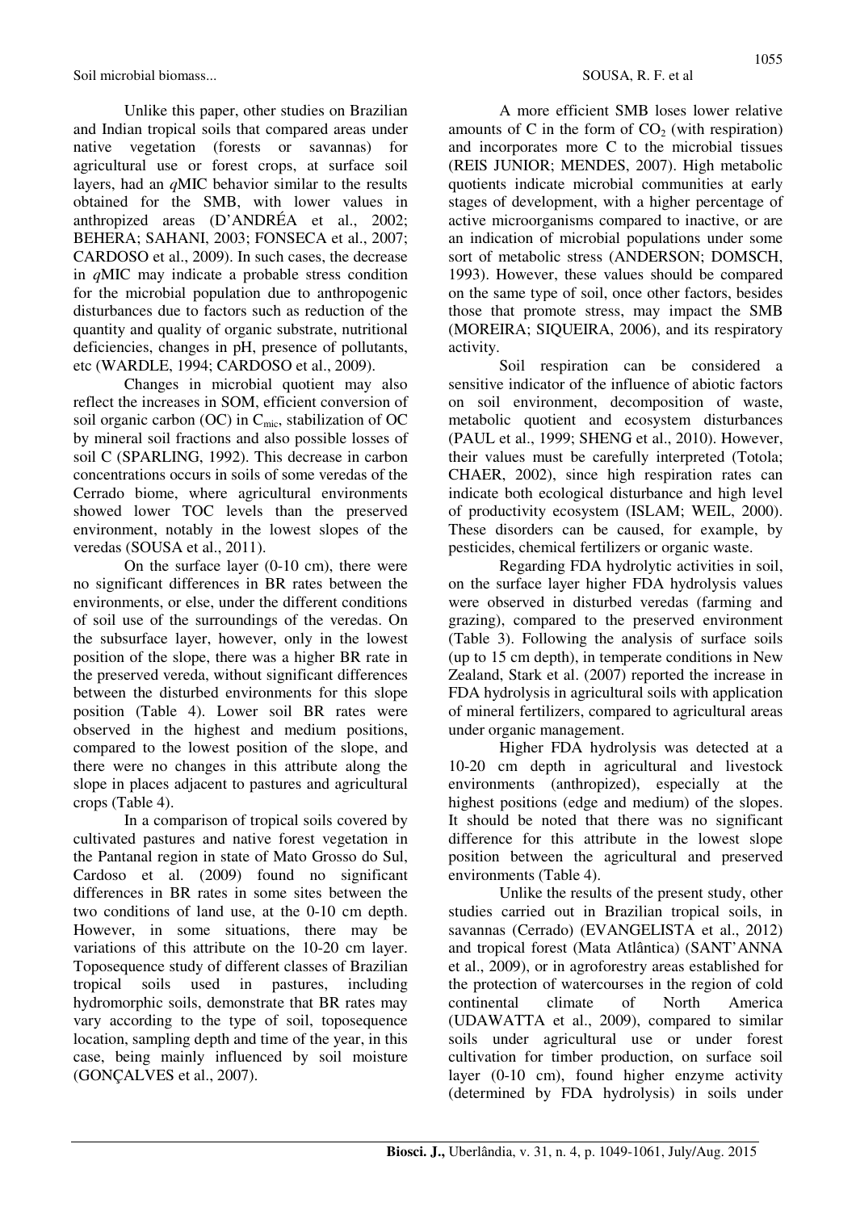Unlike this paper, other studies on Brazilian and Indian tropical soils that compared areas under native vegetation (forests or savannas) for agricultural use or forest crops, at surface soil layers, had an *q*MIC behavior similar to the results obtained for the SMB, with lower values in anthropized areas (D'ANDRÉA et al., 2002; BEHERA; SAHANI, 2003; FONSECA et al., 2007; CARDOSO et al., 2009). In such cases, the decrease in *q*MIC may indicate a probable stress condition for the microbial population due to anthropogenic disturbances due to factors such as reduction of the quantity and quality of organic substrate, nutritional deficiencies, changes in pH, presence of pollutants, etc (WARDLE, 1994; CARDOSO et al., 2009).

Changes in microbial quotient may also reflect the increases in SOM, efficient conversion of soil organic carbon (OC) in $C_{mic}$, stabilization of OC by mineral soil fractions and also possible losses of soil C (SPARLING, 1992). This decrease in carbon concentrations occurs in soils of some veredas of the Cerrado biome, where agricultural environments showed lower TOC levels than the preserved environment, notably in the lowest slopes of the veredas (SOUSA et al., 2011).

On the surface layer (0-10 cm), there were no significant differences in BR rates between the environments, or else, under the different conditions of soil use of the surroundings of the veredas. On the subsurface layer, however, only in the lowest position of the slope, there was a higher BR rate in the preserved vereda, without significant differences between the disturbed environments for this slope position (Table 4). Lower soil BR rates were observed in the highest and medium positions, compared to the lowest position of the slope, and there were no changes in this attribute along the slope in places adjacent to pastures and agricultural crops (Table 4).

In a comparison of tropical soils covered by cultivated pastures and native forest vegetation in the Pantanal region in state of Mato Grosso do Sul, Cardoso et al. (2009) found no significant differences in BR rates in some sites between the two conditions of land use, at the 0-10 cm depth. However, in some situations, there may be variations of this attribute on the 10-20 cm layer. Toposequence study of different classes of Brazilian tropical soils used in pastures, including hydromorphic soils, demonstrate that BR rates may vary according to the type of soil, toposequence location, sampling depth and time of the year, in this case, being mainly influenced by soil moisture (GONÇALVES et al., 2007).

A more efficient SMB loses lower relative amounts of C in the form of $CO_2$ (with respiration) and incorporates more C to the microbial tissues (REIS JUNIOR; MENDES, 2007). High metabolic quotients indicate microbial communities at early stages of development, with a higher percentage of active microorganisms compared to inactive, or are an indication of microbial populations under some sort of metabolic stress (ANDERSON; DOMSCH, 1993). However, these values should be compared on the same type of soil, once other factors, besides those that promote stress, may impact the SMB (MOREIRA; SIQUEIRA, 2006), and its respiratory activity.

Soil respiration can be considered a sensitive indicator of the influence of abiotic factors on soil environment, decomposition of waste, metabolic quotient and ecosystem disturbances (PAUL et al., 1999; SHENG et al., 2010). However, their values must be carefully interpreted (Totola; CHAER, 2002), since high respiration rates can indicate both ecological disturbance and high level of productivity ecosystem (ISLAM; WEIL, 2000). These disorders can be caused, for example, by pesticides, chemical fertilizers or organic waste.

Regarding FDA hydrolytic activities in soil, on the surface layer higher FDA hydrolysis values were observed in disturbed veredas (farming and grazing), compared to the preserved environment (Table 3). Following the analysis of surface soils (up to 15 cm depth), in temperate conditions in New Zealand, Stark et al. (2007) reported the increase in FDA hydrolysis in agricultural soils with application of mineral fertilizers, compared to agricultural areas under organic management.

Higher FDA hydrolysis was detected at a 10-20 cm depth in agricultural and livestock environments (anthropized), especially at the highest positions (edge and medium) of the slopes. It should be noted that there was no significant difference for this attribute in the lowest slope position between the agricultural and preserved environments (Table 4).

Unlike the results of the present study, other studies carried out in Brazilian tropical soils, in savannas (Cerrado) (EVANGELISTA et al., 2012) and tropical forest (Mata Atlântica) (SANT'ANNA et al., 2009), or in agroforestry areas established for the protection of watercourses in the region of cold continental climate of North America (UDAWATTA et al., 2009), compared to similar soils under agricultural use or under forest cultivation for timber production, on surface soil layer (0-10 cm), found higher enzyme activity (determined by FDA hydrolysis) in soils under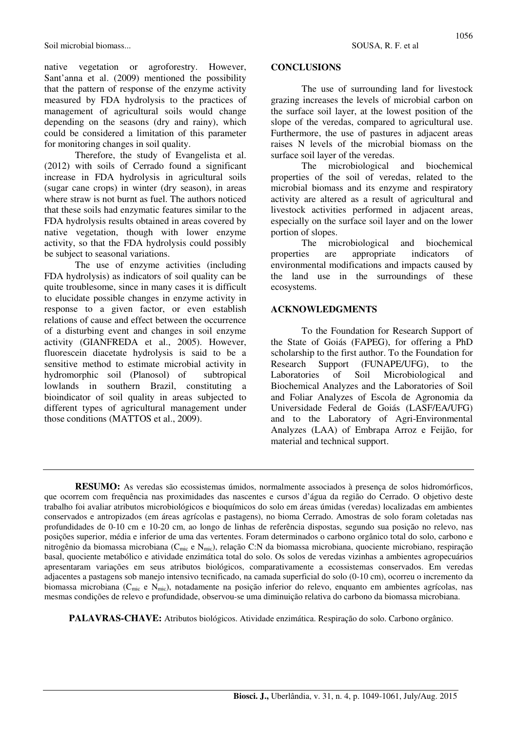native vegetation or agroforestry. However, Sant'anna et al. (2009) mentioned the possibility that the pattern of response of the enzyme activity measured by FDA hydrolysis to the practices of management of agricultural soils would change depending on the seasons (dry and rainy), which could be considered a limitation of this parameter for monitoring changes in soil quality.

Therefore, the study of Evangelista et al. (2012) with soils of Cerrado found a significant increase in FDA hydrolysis in agricultural soils (sugar cane crops) in winter (dry season), in areas where straw is not burnt as fuel. The authors noticed that these soils had enzymatic features similar to the FDA hydrolysis results obtained in areas covered by native vegetation, though with lower enzyme activity, so that the FDA hydrolysis could possibly be subject to seasonal variations.

The use of enzyme activities (including FDA hydrolysis) as indicators of soil quality can be quite troublesome, since in many cases it is difficult to elucidate possible changes in enzyme activity in response to a given factor, or even establish relations of cause and effect between the occurrence of a disturbing event and changes in soil enzyme activity (GIANFREDA et al., 2005). However, fluorescein diacetate hydrolysis is said to be a sensitive method to estimate microbial activity in hydromorphic soil (Planosol) of subtropical lowlands in southern Brazil, constituting a bioindicator of soil quality in areas subjected to different types of agricultural management under those conditions (MATTOS et al., 2009).

## CONCLUSIONS

The use of surrounding land for livestock grazing increases the levels of microbial carbon on the surface soil layer, at the lowest position of the slope of the veredas, compared to agricultural use. Furthermore, the use of pastures in adjacent areas raises N levels of the microbial biomass on the surface soil layer of the veredas.

The microbiological and biochemical properties of the soil of veredas, related to the microbial biomass and its enzyme and respiratory activity are altered as a result of agricultural and livestock activities performed in adjacent areas, especially on the surface soil layer and on the lower portion of slopes.

The microbiological and biochemical properties are appropriate indicators of environmental modifications and impacts caused by the land use in the surroundings of these ecosystems.

## ACKNOWLEDGMENTS

To the Foundation for Research Support of the State of Goiás (FAPEG), for offering a PhD scholarship to the first author. To the Foundation for Research Support (FUNAPE/UFG), to the Laboratories of Soil Microbiological and Biochemical Analyzes and the Laboratories of Soil and Foliar Analyzes of Escola de Agronomia da Universidade Federal de Goiás (LASF/EA/UFG) and to the Laboratory of Agri-Environmental Analyzes (LAA) of Embrapa Arroz e Feijão, for material and technical support.

---

**RESUMO:** As veredas são ecossistemas úmidos, normalmente associados à presença de solos hidromórficos, que ocorrem com frequência nas proximidades das nascentes e cursos d'água da região do Cerrado. O objetivo deste trabalho foi avaliar atributos microbiológicos e bioquímicos do solo em áreas úmidas (veredas) localizadas em ambientes conservados e antropizados (em áreas agrícolas e pastagens), no bioma Cerrado. Amostras de solo foram coletadas nas profundidades de 0-10 cm e 10-20 cm, ao longo de linhas de referência dispostas, segundo sua posição no relevo, nas posições superior, média e inferior de uma das vertentes. Foram determinados o carbono orgânico total do solo, carbono e nitrogênio da biomassa microbiana ($C_{mic}$ e $N_{mic}$), relação C:N da biomassa microbiana, quociente microbiano, respiração basal, quociente metabólico e atividade enzimática total do solo. Os solos de veredas vizinhas a ambientes agropecuários apresentaram variações em seus atributos biológicos, comparativamente a ecossistemas conservados. Em veredas adjacentes a pastagens sob manejo intensivo tecnificado, na camada superficial do solo (0-10 cm), ocorreu o incremento da biomassa microbiana ($C_{mic}$ e $N_{mic}$), notadamente na posição inferior do relevo, enquanto em ambientes agrícolas, nas mesmas condições de relevo e profundidade, observou-se uma diminuição relativa do carbono da biomassa microbiana.

**PALAVRAS-CHAVE:** Atributos biológicos. Atividade enzimática. Respiração do solo. Carbono orgânico.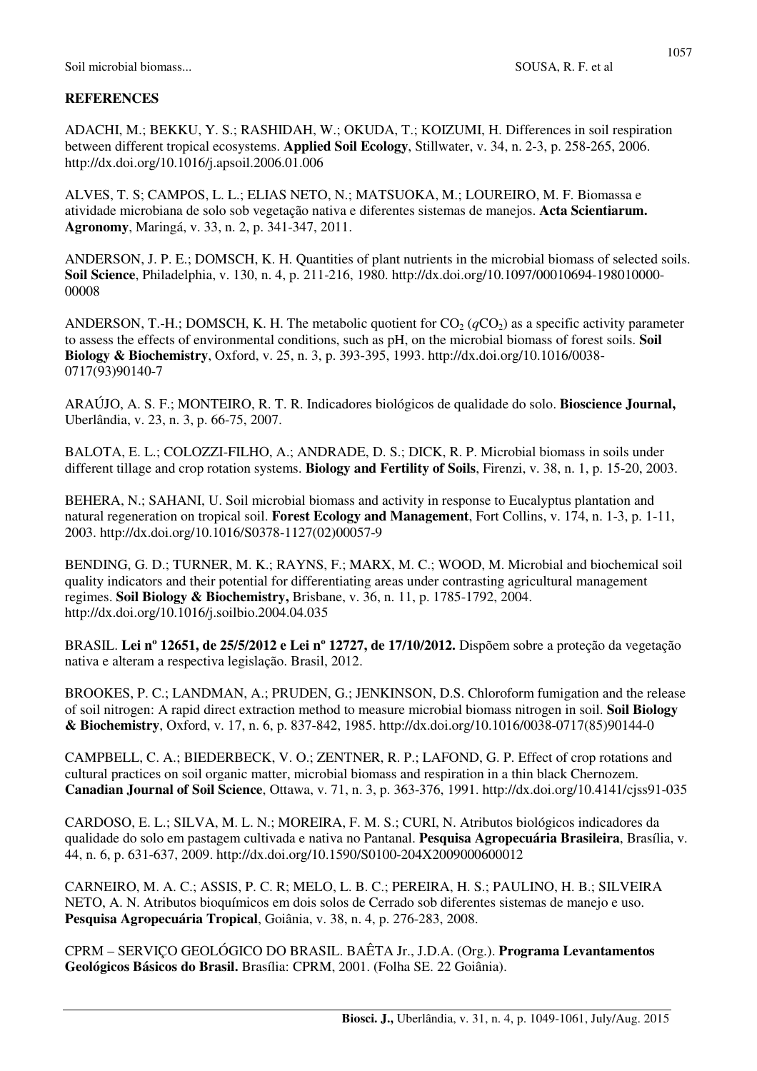## REFERENCES

ADACHI, M.; BEKKU, Y. S.; RASHIDAH, W.; OKUDA, T.; KOIZUMI, H. Differences in soil respiration between different tropical ecosystems. **Applied Soil Ecology**, Stillwater, v. 34, n. 2-3, p. 258-265, 2006. http://dx.doi.org/10.1016/j.apsoil.2006.01.006

ALVES, T. S; CAMPOS, L. L.; ELIAS NETO, N.; MATSUOKA, M.; LOUREIRO, M. F. Biomassa e atividade microbiana de solo sob vegetação nativa e diferentes sistemas de manejos. **Acta Scientiarum. Agronomy**, Maringá, v. 33, n. 2, p. 341-347, 2011.

ANDERSON, J. P. E.; DOMSCH, K. H. Quantities of plant nutrients in the microbial biomass of selected soils. **Soil Science**, Philadelphia, v. 130, n. 4, p. 211-216, 1980. http://dx.doi.org/10.1097/00010694-198010000-00008

ANDERSON, T.-H.; DOMSCH, K. H. The metabolic quotient for $CO_2$ ($qCO_2$) as a specific activity parameter to assess the effects of environmental conditions, such as pH, on the microbial biomass of forest soils. **Soil Biology & Biochemistry**, Oxford, v. 25, n. 3, p. 393-395, 1993. http://dx.doi.org/10.1016/0038-0717(93)90140-7

ARAÚJO, A. S. F.; MONTEIRO, R. T. R. Indicadores biológicos de qualidade do solo. **Bioscience Journal,** Uberlândia, v. 23, n. 3, p. 66-75, 2007.

BALOTA, E. L.; COLOZZI-FILHO, A.; ANDRADE, D. S.; DICK, R. P. Microbial biomass in soils under different tillage and crop rotation systems. **Biology and Fertility of Soils**, Firenzi, v. 38, n. 1, p. 15-20, 2003.

BEHERA, N.; SAHANI, U. Soil microbial biomass and activity in response to Eucalyptus plantation and natural regeneration on tropical soil. **Forest Ecology and Management**, Fort Collins, v. 174, n. 1-3, p. 1-11, 2003. http://dx.doi.org/10.1016/S0378-1127(02)00057-9

BENDING, G. D.; TURNER, M. K.; RAYNS, F.; MARX, M. C.; WOOD, M. Microbial and biochemical soil quality indicators and their potential for differentiating areas under contrasting agricultural management regimes. **Soil Biology & Biochemistry,** Brisbane, v. 36, n. 11, p. 1785-1792, 2004. http://dx.doi.org/10.1016/j.soilbio.2004.04.035

BRASIL. **Lei nº 12651, de 25/5/2012 e Lei nº 12727, de 17/10/2012.** Dispõem sobre a proteção da vegetação nativa e alteram a respectiva legislação. Brasil, 2012.

BROOKES, P. C.; LANDMAN, A.; PRUDEN, G.; JENKINSON, D.S. Chloroform fumigation and the release of soil nitrogen: A rapid direct extraction method to measure microbial biomass nitrogen in soil. **Soil Biology & Biochemistry**, Oxford, v. 17, n. 6, p. 837-842, 1985. http://dx.doi.org/10.1016/0038-0717(85)90144-0

CAMPBELL, C. A.; BIEDERBECK, V. O.; ZENTNER, R. P.; LAFOND, G. P. Effect of crop rotations and cultural practices on soil organic matter, microbial biomass and respiration in a thin black Chernozem. **Canadian Journal of Soil Science**, Ottawa, v. 71, n. 3, p. 363-376, 1991. http://dx.doi.org/10.4141/cjss91-035

CARDOSO, E. L.; SILVA, M. L. N.; MOREIRA, F. M. S.; CURI, N. Atributos biológicos indicadores da qualidade do solo em pastagem cultivada e nativa no Pantanal. **Pesquisa Agropecuária Brasileira**, Brasília, v. 44, n. 6, p. 631-637, 2009. http://dx.doi.org/10.1590/S0100-204X2009000600012

CARNEIRO, M. A. C.; ASSIS, P. C. R; MELO, L. B. C.; PEREIRA, H. S.; PAULINO, H. B.; SILVEIRA NETO, A. N. Atributos bioquímicos em dois solos de Cerrado sob diferentes sistemas de manejo e uso. **Pesquisa Agropecuária Tropical**, Goiânia, v. 38, n. 4, p. 276-283, 2008.

CPRM – SERVIÇO GEOLÓGICO DO BRASIL. BAÊTA Jr., J.D.A. (Org.). **Programa Levantamentos Geológicos Básicos do Brasil.** Brasília: CPRM, 2001. (Folha SE. 22 Goiânia).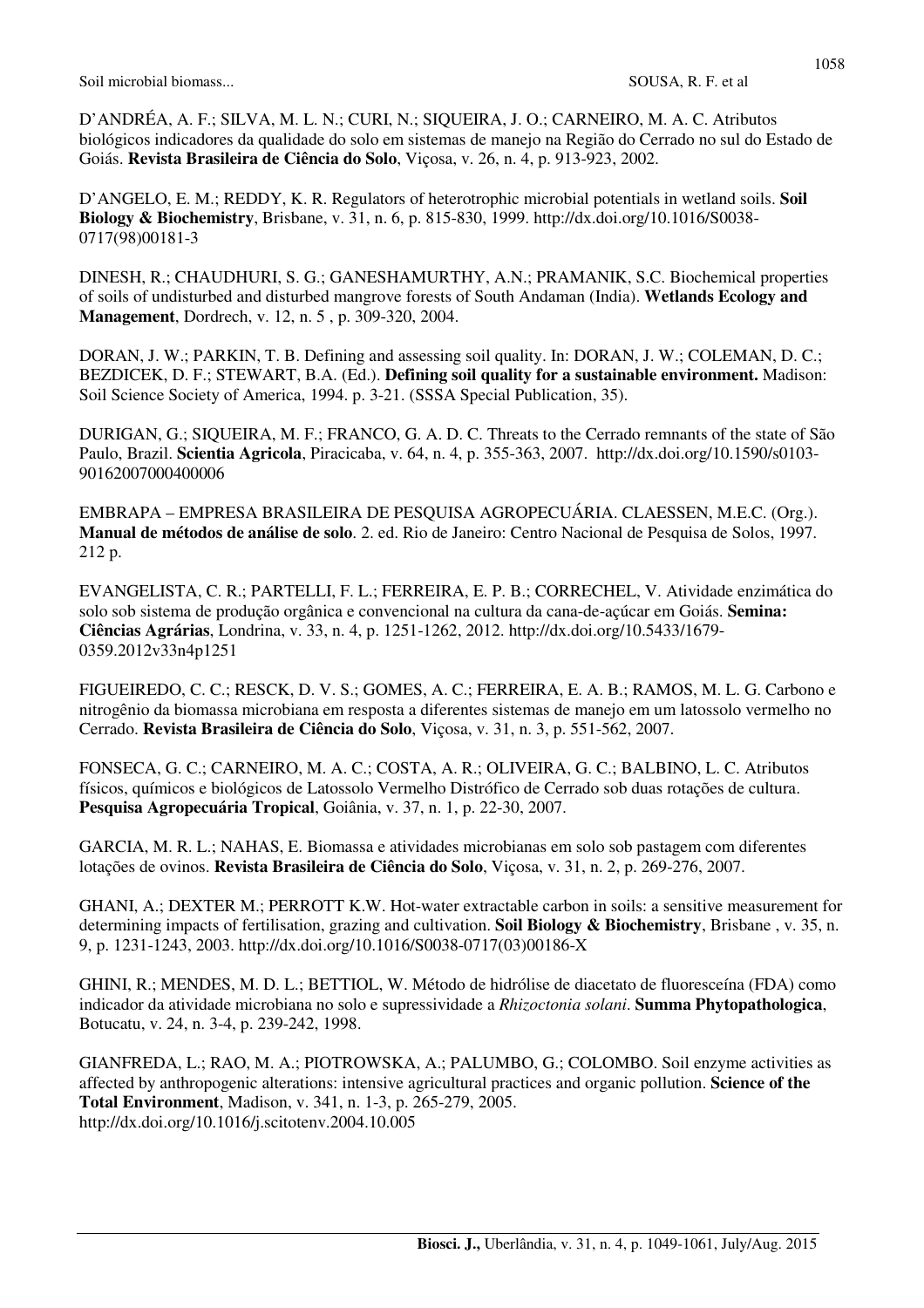D'ANDRÉA, A. F.; SILVA, M. L. N.; CURI, N.; SIQUEIRA, J. O.; CARNEIRO, M. A. C. Atributos biológicos indicadores da qualidade do solo em sistemas de manejo na Região do Cerrado no sul do Estado de Goiás. **Revista Brasileira de Ciência do Solo**, Viçosa, v. 26, n. 4, p. 913-923, 2002.

D'ANGELO, E. M.; REDDY, K. R. Regulators of heterotrophic microbial potentials in wetland soils. **Soil Biology & Biochemistry**, Brisbane, v. 31, n. 6, p. 815-830, 1999. http://dx.doi.org/10.1016/S0038-0717(98)00181-3

DINESH, R.; CHAUDHURI, S. G.; GANESHAMURTHY, A.N.; PRAMANIK, S.C. Biochemical properties of soils of undisturbed and disturbed mangrove forests of South Andaman (India). **Wetlands Ecology and Management**, Dordrech, v. 12, n. 5 , p. 309-320, 2004.

DORAN, J. W.; PARKIN, T. B. Defining and assessing soil quality. In: DORAN, J. W.; COLEMAN, D. C.; BEZDICEK, D. F.; STEWART, B.A. (Ed.). **Defining soil quality for a sustainable environment.** Madison: Soil Science Society of America, 1994. p. 3-21. (SSSA Special Publication, 35).

DURIGAN, G.; SIQUEIRA, M. F.; FRANCO, G. A. D. C. Threats to the Cerrado remnants of the state of São Paulo, Brazil. **Scientia Agricola**, Piracicaba, v. 64, n. 4, p. 355-363, 2007. http://dx.doi.org/10.1590/s0103-90162007000400006

EMBRAPA – EMPRESA BRASILEIRA DE PESQUISA AGROPECUÁRIA. CLAESSEN, M.E.C. (Org.). **Manual de métodos de análise de solo**. 2. ed. Rio de Janeiro: Centro Nacional de Pesquisa de Solos, 1997. 212 p.

EVANGELISTA, C. R.; PARTELLI, F. L.; FERREIRA, E. P. B.; CORRECHEL, V. Atividade enzimática do solo sob sistema de produção orgânica e convencional na cultura da cana-de-açúcar em Goiás. **Semina: Ciências Agrárias**, Londrina, v. 33, n. 4, p. 1251-1262, 2012. http://dx.doi.org/10.5433/1679-0359.2012v33n4p1251

FIGUEIREDO, C. C.; RESCK, D. V. S.; GOMES, A. C.; FERREIRA, E. A. B.; RAMOS, M. L. G. Carbono e nitrogênio da biomassa microbiana em resposta a diferentes sistemas de manejo em um latossolo vermelho no Cerrado. **Revista Brasileira de Ciência do Solo**, Viçosa, v. 31, n. 3, p. 551-562, 2007.

FONSECA, G. C.; CARNEIRO, M. A. C.; COSTA, A. R.; OLIVEIRA, G. C.; BALBINO, L. C. Atributos físicos, químicos e biológicos de Latossolo Vermelho Distrófico de Cerrado sob duas rotações de cultura. **Pesquisa Agropecuária Tropical**, Goiânia, v. 37, n. 1, p. 22-30, 2007.

GARCIA, M. R. L.; NAHAS, E. Biomassa e atividades microbianas em solo sob pastagem com diferentes lotações de ovinos. **Revista Brasileira de Ciência do Solo**, Viçosa, v. 31, n. 2, p. 269-276, 2007.

GHANI, A.; DEXTER M.; PERROTT K.W. Hot-water extractable carbon in soils: a sensitive measurement for determining impacts of fertilisation, grazing and cultivation. **Soil Biology & Biochemistry**, Brisbane , v. 35, n. 9, p. 1231-1243, 2003. http://dx.doi.org/10.1016/S0038-0717(03)00186-X

GHINI, R.; MENDES, M. D. L.; BETTIOL, W. Método de hidrólise de diacetato de fluoresceína (FDA) como indicador da atividade microbiana no solo e supressividade a *Rhizoctonia solani*. **Summa Phytopathologica**, Botucatu, v. 24, n. 3-4, p. 239-242, 1998.

GIANFREDA, L.; RAO, M. A.; PIOTROWSKA, A.; PALUMBO, G.; COLOMBO. Soil enzyme activities as affected by anthropogenic alterations: intensive agricultural practices and organic pollution. **Science of the Total Environment**, Madison, v. 341, n. 1-3, p. 265-279, 2005. http://dx.doi.org/10.1016/j.scitotenv.2004.10.005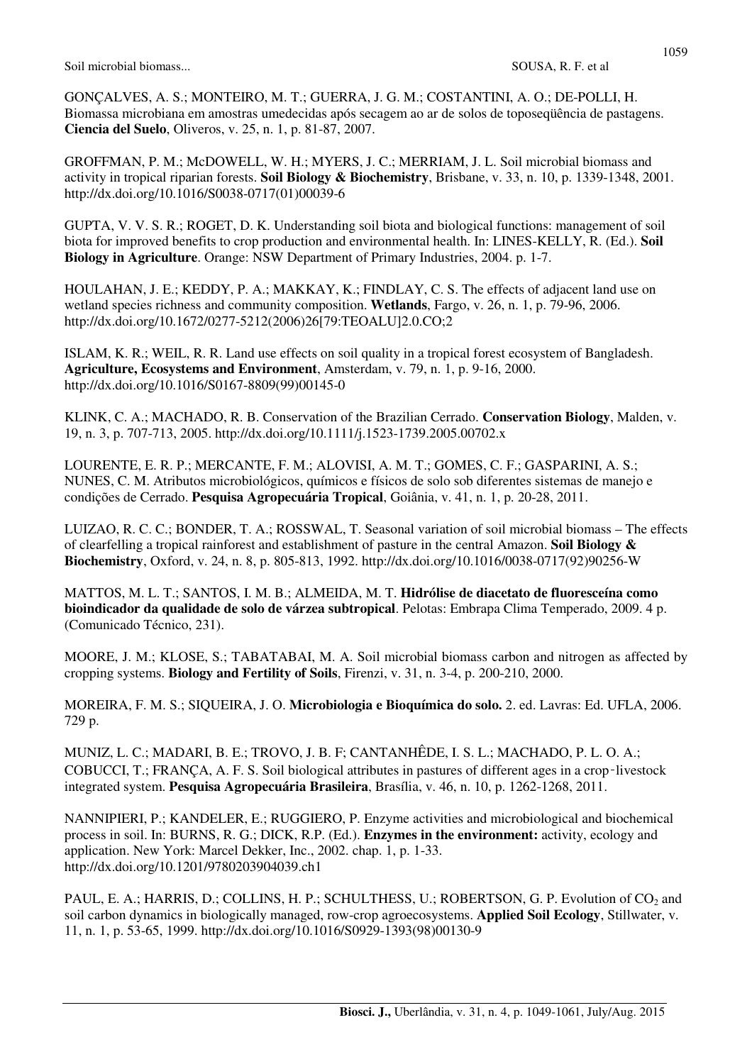GONÇALVES, A. S.; MONTEIRO, M. T.; GUERRA, J. G. M.; COSTANTINI, A. O.; DE-POLLI, H. Biomassa microbiana em amostras umedecidas após secagem ao ar de solos de toposeqüência de pastagens. **Ciencia del Suelo**, Oliveros, v. 25, n. 1, p. 81-87, 2007.

GROFFMAN, P. M.; McDOWELL, W. H.; MYERS, J. C.; MERRIAM, J. L. Soil microbial biomass and activity in tropical riparian forests. **Soil Biology & Biochemistry**, Brisbane, v. 33, n. 10, p. 1339-1348, 2001. http://dx.doi.org/10.1016/S0038-0717(01)00039-6

GUPTA, V. V. S. R.; ROGET, D. K. Understanding soil biota and biological functions: management of soil biota for improved benefits to crop production and environmental health. In: LINES-KELLY, R. (Ed.). **Soil Biology in Agriculture**. Orange: NSW Department of Primary Industries, 2004. p. 1-7.

HOULAHAN, J. E.; KEDDY, P. A.; MAKKAY, K.; FINDLAY, C. S. The effects of adjacent land use on wetland species richness and community composition. **Wetlands**, Fargo, v. 26, n. 1, p. 79-96, 2006. http://dx.doi.org/10.1672/0277-5212(2006)26[79:TEOALU]2.0.CO;2

ISLAM, K. R.; WEIL, R. R. Land use effects on soil quality in a tropical forest ecosystem of Bangladesh. **Agriculture, Ecosystems and Environment**, Amsterdam, v. 79, n. 1, p. 9-16, 2000. http://dx.doi.org/10.1016/S0167-8809(99)00145-0

KLINK, C. A.; MACHADO, R. B. Conservation of the Brazilian Cerrado. **Conservation Biology**, Malden, v. 19, n. 3, p. 707-713, 2005. http://dx.doi.org/10.1111/j.1523-1739.2005.00702.x

LOURENTE, E. R. P.; MERCANTE, F. M.; ALOVISI, A. M. T.; GOMES, C. F.; GASPARINI, A. S.; NUNES, C. M. Atributos microbiológicos, químicos e físicos de solo sob diferentes sistemas de manejo e condições de Cerrado. **Pesquisa Agropecuária Tropical**, Goiânia, v. 41, n. 1, p. 20-28, 2011.

LUIZAO, R. C. C.; BONDER, T. A.; ROSSWAL, T. Seasonal variation of soil microbial biomass – The effects of clearfelling a tropical rainforest and establishment of pasture in the central Amazon. **Soil Biology & Biochemistry**, Oxford, v. 24, n. 8, p. 805-813, 1992. http://dx.doi.org/10.1016/0038-0717(92)90256-W

MATTOS, M. L. T.; SANTOS, I. M. B.; ALMEIDA, M. T. **Hidrólise de diacetato de fluoresceína como bioindicador da qualidade de solo de várzea subtropical**. Pelotas: Embrapa Clima Temperado, 2009. 4 p. (Comunicado Técnico, 231).

MOORE, J. M.; KLOSE, S.; TABATABAI, M. A. Soil microbial biomass carbon and nitrogen as affected by cropping systems. **Biology and Fertility of Soils**, Firenzi, v. 31, n. 3-4, p. 200-210, 2000.

MOREIRA, F. M. S.; SIQUEIRA, J. O. **Microbiologia e Bioquímica do solo.** 2. ed. Lavras: Ed. UFLA, 2006. 729 p.

MUNIZ, L. C.; MADARI, B. E.; TROVO, J. B. F; CANTANHÊDE, I. S. L.; MACHADO, P. L. O. A.; COBUCCI, T.; FRANÇA, A. F. S. Soil biological attributes in pastures of different ages in a crop-livestock integrated system. **Pesquisa Agropecuária Brasileira**, Brasília, v. 46, n. 10, p. 1262-1268, 2011.

NANNIPIERI, P.; KANDELER, E.; RUGGIERO, P. Enzyme activities and microbiological and biochemical process in soil. In: BURNS, R. G.; DICK, R.P. (Ed.). **Enzymes in the environment:** activity, ecology and application. New York: Marcel Dekker, Inc., 2002. chap. 1, p. 1-33. http://dx.doi.org/10.1201/9780203904039.ch1

PAUL, E. A.; HARRIS, D.; COLLINS, H. P.; SCHULTHESS, U.; ROBERTSON, G. P. Evolution of $CO_2$ and soil carbon dynamics in biologically managed, row-crop agroecosystems. **Applied Soil Ecology**, Stillwater, v. 11, n. 1, p. 53-65, 1999. http://dx.doi.org/10.1016/S0929-1393(98)00130-9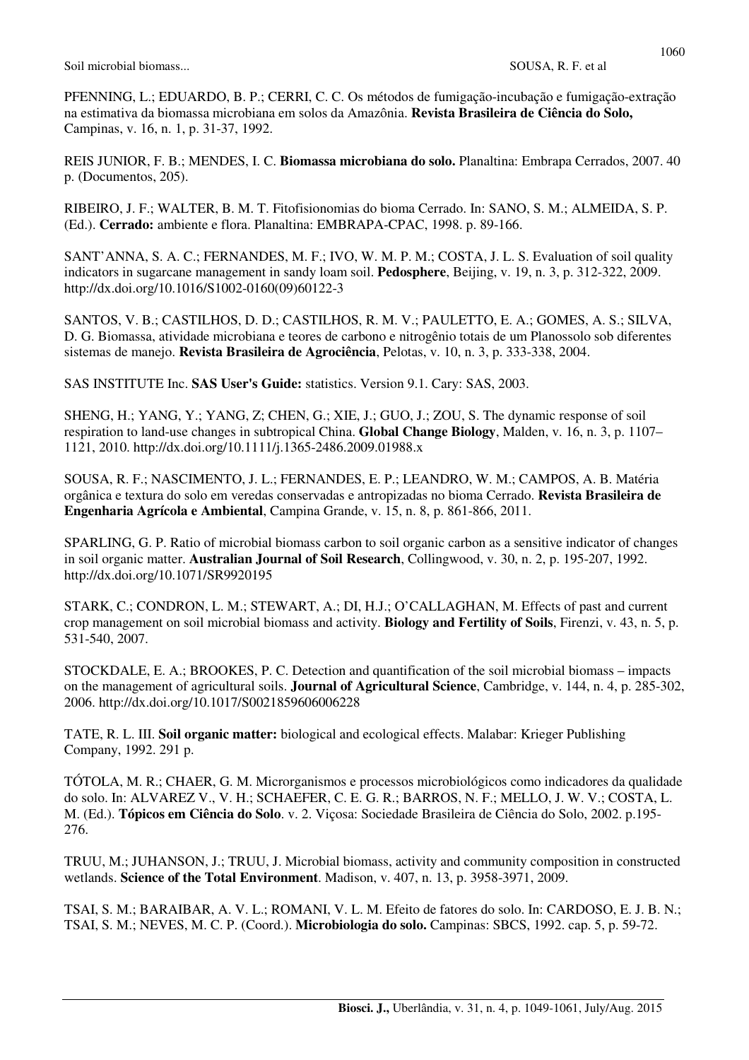PFENNING, L.; EDUARDO, B. P.; CERRI, C. C. Os métodos de fumigação-incubação e fumigação-extração na estimativa da biomassa microbiana em solos da Amazônia. **Revista Brasileira de Ciência do Solo,** Campinas, v. 16, n. 1, p. 31-37, 1992.

REIS JUNIOR, F. B.; MENDES, I. C. **Biomassa microbiana do solo.** Planaltina: Embrapa Cerrados, 2007. 40 p. (Documentos, 205).

RIBEIRO, J. F.; WALTER, B. M. T. Fitofisionomias do bioma Cerrado. In: SANO, S. M.; ALMEIDA, S. P. (Ed.). **Cerrado:** ambiente e flora. Planaltina: EMBRAPA-CPAC, 1998. p. 89-166.

SANT'ANNA, S. A. C.; FERNANDES, M. F.; IVO, W. M. P. M.; COSTA, J. L. S. Evaluation of soil quality indicators in sugarcane management in sandy loam soil. **Pedosphere**, Beijing, v. 19, n. 3, p. 312-322, 2009. http://dx.doi.org/10.1016/S1002-0160(09)60122-3

SANTOS, V. B.; CASTILHOS, D. D.; CASTILHOS, R. M. V.; PAULETTO, E. A.; GOMES, A. S.; SILVA, D. G. Biomassa, atividade microbiana e teores de carbono e nitrogênio totais de um Planossolo sob diferentes sistemas de manejo. **Revista Brasileira de Agrociência**, Pelotas, v. 10, n. 3, p. 333-338, 2004.

SAS INSTITUTE Inc. **SAS User's Guide:** statistics. Version 9.1. Cary: SAS, 2003.

SHENG, H.; YANG, Y.; YANG, Z; CHEN, G.; XIE, J.; GUO, J.; ZOU, S. The dynamic response of soil respiration to land-use changes in subtropical China. **Global Change Biology**, Malden, v. 16, n. 3, p. 1107–1121, 2010. http://dx.doi.org/10.1111/j.1365-2486.2009.01988.x

SOUSA, R. F.; NASCIMENTO, J. L.; FERNANDES, E. P.; LEANDRO, W. M.; CAMPOS, A. B. Matéria orgânica e textura do solo em veredas conservadas e antropizadas no bioma Cerrado. **Revista Brasileira de Engenharia Agrícola e Ambiental**, Campina Grande, v. 15, n. 8, p. 861-866, 2011.

SPARLING, G. P. Ratio of microbial biomass carbon to soil organic carbon as a sensitive indicator of changes in soil organic matter. **Australian Journal of Soil Research**, Collingwood, v. 30, n. 2, p. 195-207, 1992. http://dx.doi.org/10.1071/SR9920195

STARK, C.; CONDRON, L. M.; STEWART, A.; DI, H.J.; O'CALLAGHAN, M. Effects of past and current crop management on soil microbial biomass and activity. **Biology and Fertility of Soils**, Firenzi, v. 43, n. 5, p. 531-540, 2007.

STOCKDALE, E. A.; BROOKES, P. C. Detection and quantification of the soil microbial biomass – impacts on the management of agricultural soils. **Journal of Agricultural Science**, Cambridge, v. 144, n. 4, p. 285-302, 2006. http://dx.doi.org/10.1017/S0021859606006228

TATE, R. L. III. **Soil organic matter:** biological and ecological effects. Malabar: Krieger Publishing Company, 1992. 291 p.

TÓTOLA, M. R.; CHAER, G. M. Microrganismos e processos microbiológicos como indicadores da qualidade do solo. In: ALVAREZ V., V. H.; SCHAEFER, C. E. G. R.; BARROS, N. F.; MELLO, J. W. V.; COSTA, L. M. (Ed.). **Tópicos em Ciência do Solo**. v. 2. Viçosa: Sociedade Brasileira de Ciência do Solo, 2002. p.195-276.

TRUU, M.; JUHANSON, J.; TRUU, J. Microbial biomass, activity and community composition in constructed wetlands. **Science of the Total Environment**. Madison, v. 407, n. 13, p. 3958-3971, 2009.

TSAI, S. M.; BARAIBAR, A. V. L.; ROMANI, V. L. M. Efeito de fatores do solo. In: CARDOSO, E. J. B. N.; TSAI, S. M.; NEVES, M. C. P. (Coord.). **Microbiologia do solo.** Campinas: SBCS, 1992. cap. 5, p. 59-72.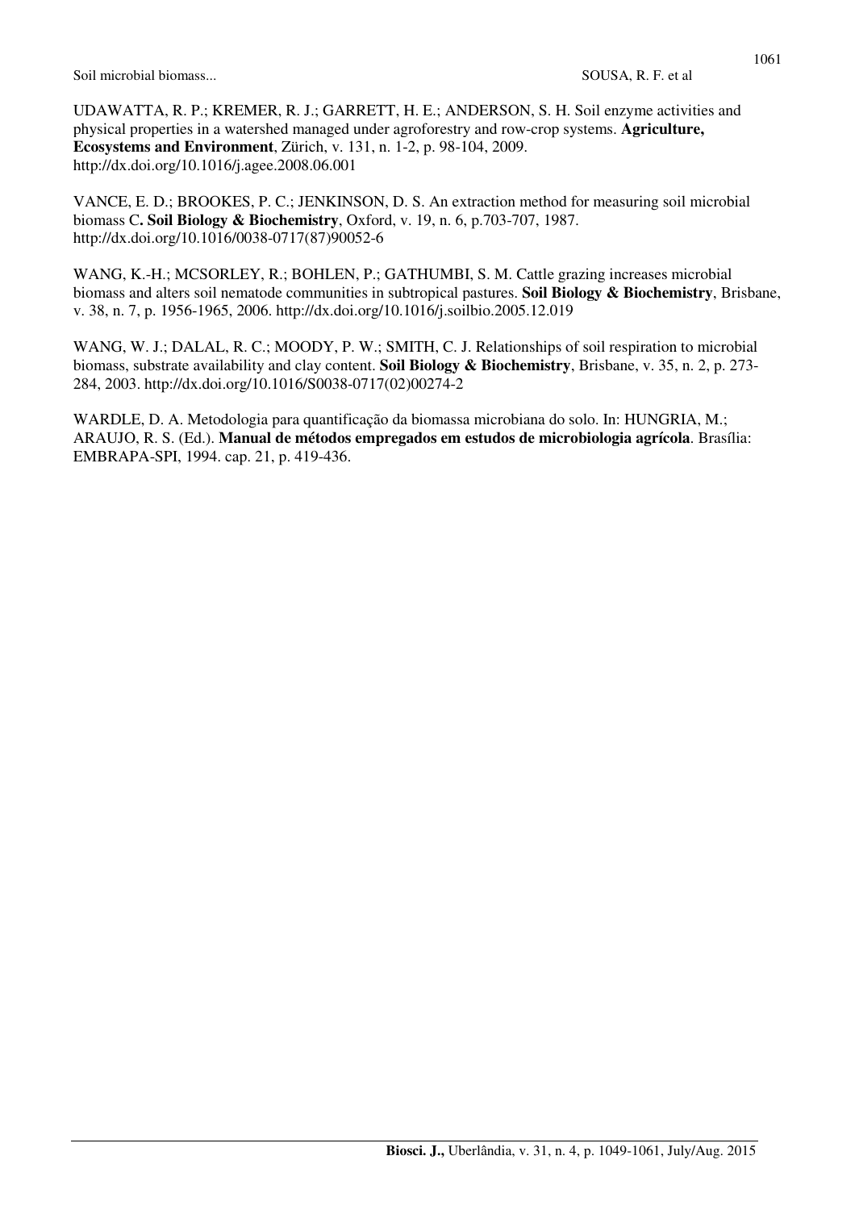UDAWATTA, R. P.; KREMER, R. J.; GARRETT, H. E.; ANDERSON, S. H. Soil enzyme activities and physical properties in a watershed managed under agroforestry and row-crop systems. **Agriculture, Ecosystems and Environment**, Zürich, v. 131, n. 1-2, p. 98-104, 2009. http://dx.doi.org/10.1016/j.agee.2008.06.001

VANCE, E. D.; BROOKES, P. C.; JENKINSON, D. S. An extraction method for measuring soil microbial biomass C**. Soil Biology & Biochemistry**, Oxford, v. 19, n. 6, p.703-707, 1987. http://dx.doi.org/10.1016/0038-0717(87)90052-6

WANG, K.-H.; MCSORLEY, R.; BOHLEN, P.; GATHUMBI, S. M. Cattle grazing increases microbial biomass and alters soil nematode communities in subtropical pastures. **Soil Biology & Biochemistry**, Brisbane, v. 38, n. 7, p. 1956-1965, 2006. http://dx.doi.org/10.1016/j.soilbio.2005.12.019

WANG, W. J.; DALAL, R. C.; MOODY, P. W.; SMITH, C. J. Relationships of soil respiration to microbial biomass, substrate availability and clay content. **Soil Biology & Biochemistry**, Brisbane, v. 35, n. 2, p. 273-284, 2003. http://dx.doi.org/10.1016/S0038-0717(02)00274-2

WARDLE, D. A. Metodologia para quantificação da biomassa microbiana do solo. In: HUNGRIA, M.; ARAUJO, R. S. (Ed.). **Manual de métodos empregados em estudos de microbiologia agrícola**. Brasília: EMBRAPA-SPI, 1994. cap. 21, p. 419-436.